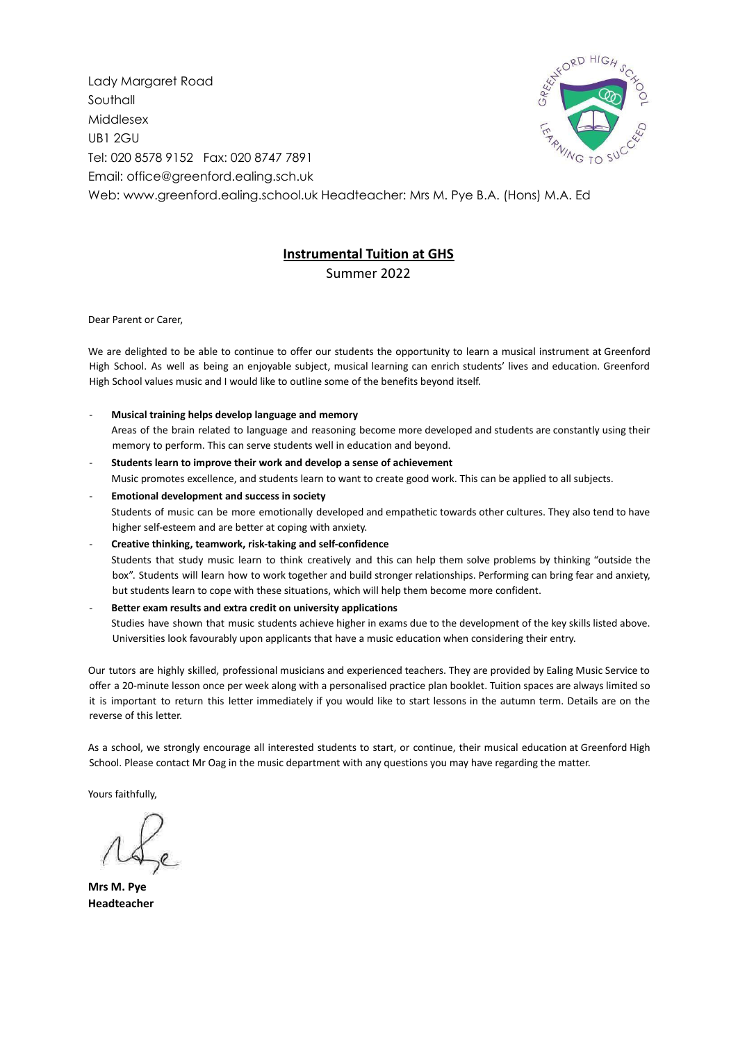Lady Margaret Road
Southall
Middlesex
UB1 2GU
Tel: 020 8578 9152 Fax: 020 8747 7891
Email: office@greenford.ealing.sch.uk
Web: www.greenford.ealing.school.uk Headteacher: Mrs M. Pye B.A. (Hons) M.A. Ed

GREENFORD HIGH SCHOOL
LEARNING TO SUCCEED

# Instrumental Tuition at GHS

Summer 2022

Dear Parent or Carer,

We are delighted to be able to continue to offer our students the opportunity to learn a musical instrument at Greenford High School. As well as being an enjoyable subject, musical learning can enrich students' lives and education. Greenford High School values music and I would like to outline some of the benefits beyond itself.

- **Musical training helps develop language and memory**
  Areas of the brain related to language and reasoning become more developed and students are constantly using their memory to perform. This can serve students well in education and beyond.
- **Students learn to improve their work and develop a sense of achievement**
  Music promotes excellence, and students learn to want to create good work. This can be applied to all subjects.
- **Emotional development and success in society**
  Students of music can be more emotionally developed and empathetic towards other cultures. They also tend to have higher self-esteem and are better at coping with anxiety.
- **Creative thinking, teamwork, risk-taking and self-confidence**
  Students that study music learn to think creatively and this can help them solve problems by thinking "outside the box". Students will learn how to work together and build stronger relationships. Performing can bring fear and anxiety, but students learn to cope with these situations, which will help them become more confident.
- **Better exam results and extra credit on university applications**
  Studies have shown that music students achieve higher in exams due to the development of the key skills listed above. Universities look favourably upon applicants that have a music education when considering their entry.

Our tutors are highly skilled, professional musicians and experienced teachers. They are provided by Ealing Music Service to offer a 20-minute lesson once per week along with a personalised practice plan booklet. Tuition spaces are always limited so it is important to return this letter immediately if you would like to start lessons in the autumn term. Details are on the reverse of this letter.

As a school, we strongly encourage all interested students to start, or continue, their musical education at Greenford High School. Please contact Mr Oag in the music department with any questions you may have regarding the matter.

Yours faithfully,

**Mrs M. Pye**
**Headteacher**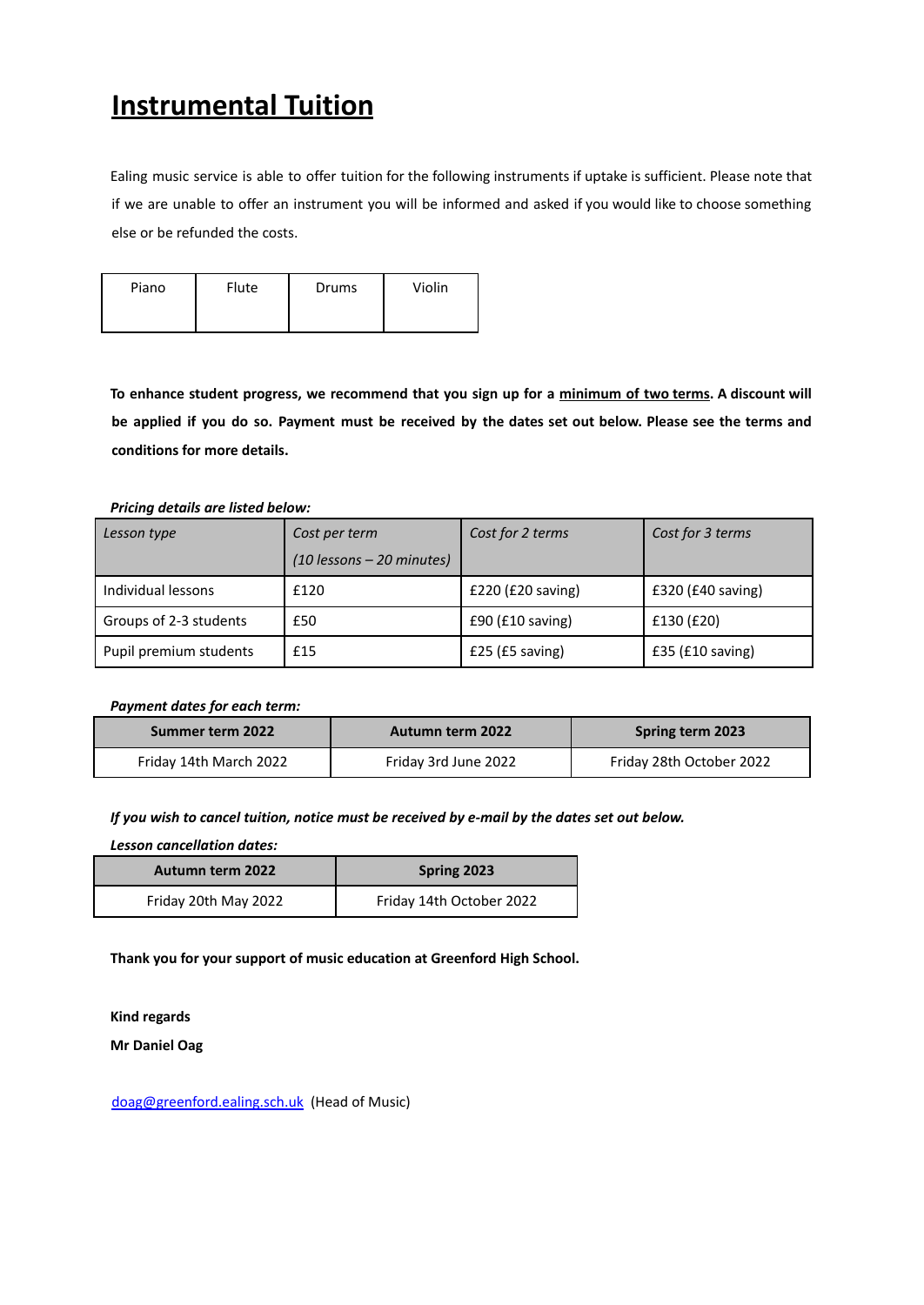# **Instrumental Tuition**

Ealing music service is able to offer tuition for the following instruments if uptake is sufficient. Please note that if we are unable to offer an instrument you will be informed and asked if you would like to choose something else or be refunded the costs.

| | | | |
|---|---|---|---|
| Piano | Flute | Drums | Violin |

**To enhance student progress, we recommend that you sign up for a <u>minimum of two terms</u>. A discount will be applied if you do so. Payment must be received by the dates set out below. Please see the terms and conditions for more details.**

***Pricing details are listed below:***

| *Lesson type* | *Cost per term (10 lessons – 20 minutes)* | *Cost for 2 terms* | *Cost for 3 terms* |
|---|---|---|---|
| Individual lessons | £120 | £220 (£20 saving) | £320 (£40 saving) |
| Groups of 2-3 students | £50 | £90 (£10 saving) | £130 (£20) |
| Pupil premium students | £15 | £25 (£5 saving) | £35 (£10 saving) |

***Payment dates for each term:***

| **Summer term 2022** | **Autumn term 2022** | **Spring term 2023** |
|---|---|---|
| Friday 14th March 2022 | Friday 3rd June 2022 | Friday 28th October 2022 |

***If you wish to cancel tuition, notice must be received by e-mail by the dates set out below.***

***Lesson cancellation dates:***

| **Autumn term 2022** | **Spring 2023** |
|---|---|
| Friday 20th May 2022 | Friday 14th October 2022 |

**Thank you for your support of music education at Greenford High School.**

**Kind regards**

**Mr Daniel Oag**

doag@greenford.ealing.sch.uk (Head of Music)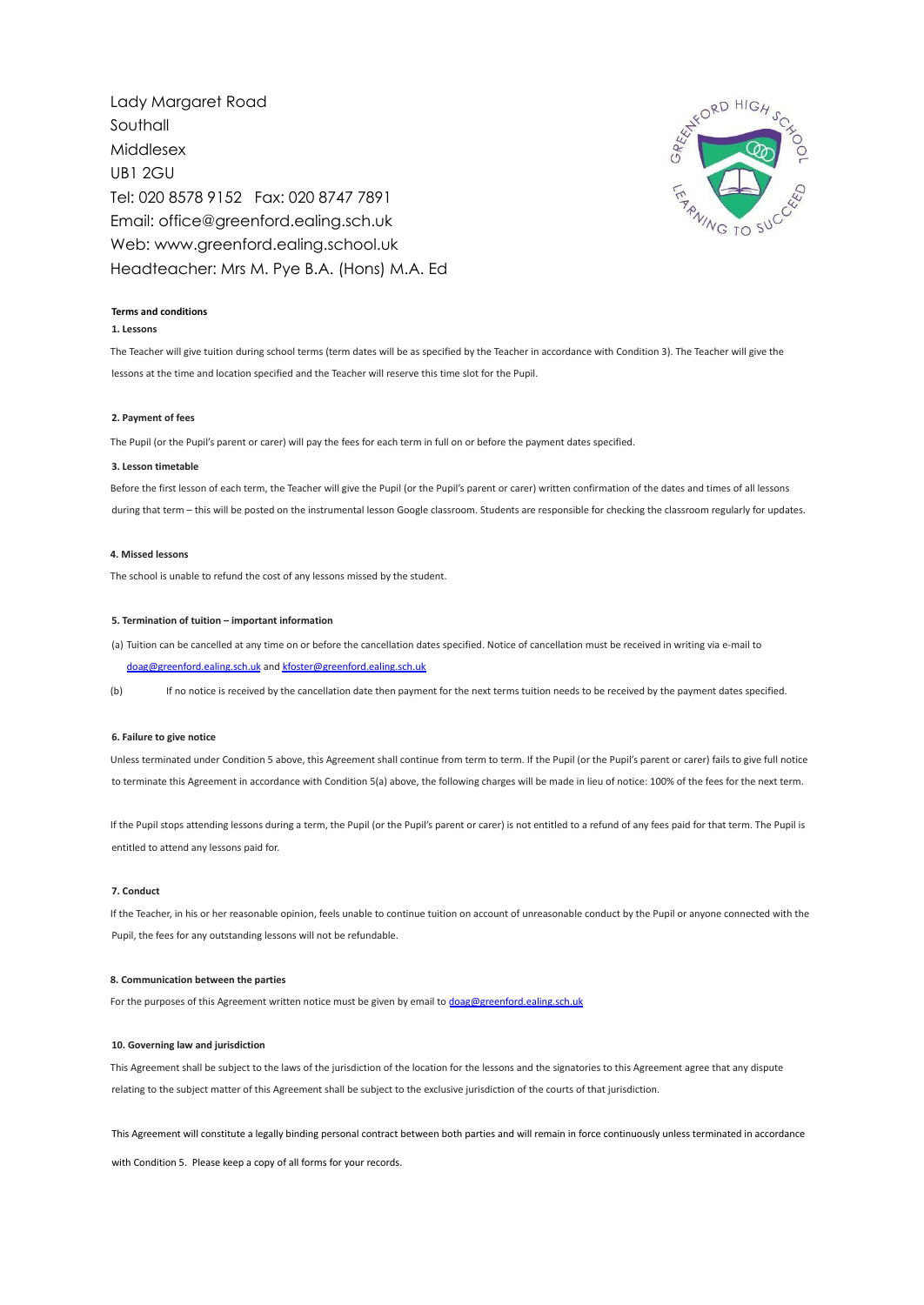Lady Margaret Road
Southall
Middlesex
UB1 2GU
Tel: 020 8578 9152 Fax: 020 8747 7891
Email: office@greenford.ealing.sch.uk
Web: www.greenford.ealing.school.uk
Headteacher: Mrs M. Pye B.A. (Hons) M.A. Ed

**Terms and conditions**

**1. Lessons**

The Teacher will give tuition during school terms (term dates will be as specified by the Teacher in accordance with Condition 3). The Teacher will give the lessons at the time and location specified and the Teacher will reserve this time slot for the Pupil.

**2. Payment of fees**

The Pupil (or the Pupil's parent or carer) will pay the fees for each term in full on or before the payment dates specified.

**3. Lesson timetable**

Before the first lesson of each term, the Teacher will give the Pupil (or the Pupil's parent or carer) written confirmation of the dates and times of all lessons during that term – this will be posted on the instrumental lesson Google classroom. Students are responsible for checking the classroom regularly for updates.

**4. Missed lessons**

The school is unable to refund the cost of any lessons missed by the student.

**5. Termination of tuition – important information**

(a) Tuition can be cancelled at any time on or before the cancellation dates specified. Notice of cancellation must be received in writing via e-mail to doag@greenford.ealing.sch.uk and kfoster@greenford.ealing.sch.uk

(b) If no notice is received by the cancellation date then payment for the next terms tuition needs to be received by the payment dates specified.

**6. Failure to give notice**

Unless terminated under Condition 5 above, this Agreement shall continue from term to term. If the Pupil (or the Pupil's parent or carer) fails to give full notice to terminate this Agreement in accordance with Condition 5(a) above, the following charges will be made in lieu of notice: 100% of the fees for the next term.

If the Pupil stops attending lessons during a term, the Pupil (or the Pupil's parent or carer) is not entitled to a refund of any fees paid for that term. The Pupil is entitled to attend any lessons paid for.

**7. Conduct**

If the Teacher, in his or her reasonable opinion, feels unable to continue tuition on account of unreasonable conduct by the Pupil or anyone connected with the Pupil, the fees for any outstanding lessons will not be refundable.

**8. Communication between the parties**

For the purposes of this Agreement written notice must be given by email to doag@greenford.ealing.sch.uk

**10. Governing law and jurisdiction**

This Agreement shall be subject to the laws of the jurisdiction of the location for the lessons and the signatories to this Agreement agree that any dispute relating to the subject matter of this Agreement shall be subject to the exclusive jurisdiction of the courts of that jurisdiction.

This Agreement will constitute a legally binding personal contract between both parties and will remain in force continuously unless terminated in accordance with Condition 5. Please keep a copy of all forms for your records.